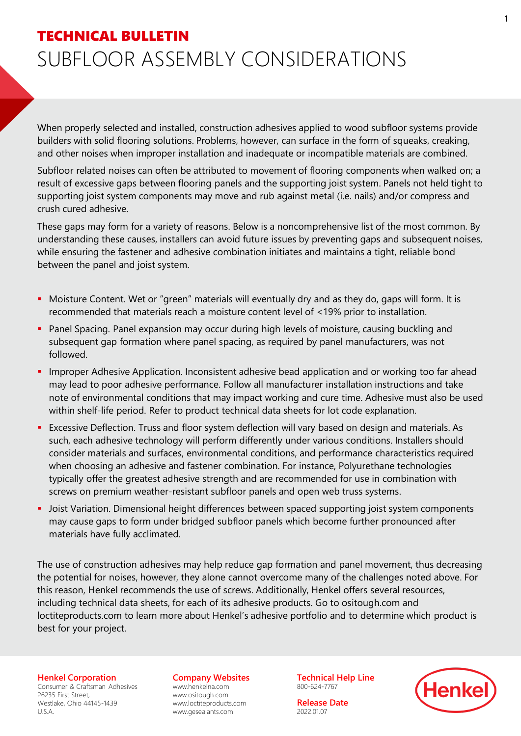**TECHNICAL BULLETIN**

# SUBFLOOR ASSEMBLY CONSIDERATIONS

When properly selected and installed, construction adhesives applied to wood subfloor systems provide builders with solid flooring solutions. Problems, however, can surface in the form of squeaks, creaking, and other noises when improper installation and inadequate or incompatible materials are combined.

Subfloor related noises can often be attributed to movement of flooring components when walked on; a result of excessive gaps between flooring panels and the supporting joist system. Panels not held tight to supporting joist system components may move and rub against metal (i.e. nails) and/or compress and crush cured adhesive.

These gaps may form for a variety of reasons. Below is a noncomprehensive list of the most common. By understanding these causes, installers can avoid future issues by preventing gaps and subsequent noises, while ensuring the fastener and adhesive combination initiates and maintains a tight, reliable bond between the panel and joist system.

- Moisture Content. Wet or "green" materials will eventually dry and as they do, gaps will form. It is recommended that materials reach a moisture content level of <19% prior to installation.
- Panel Spacing. Panel expansion may occur during high levels of moisture, causing buckling and subsequent gap formation where panel spacing, as required by panel manufacturers, was not followed.
- Improper Adhesive Application. Inconsistent adhesive bead application and or working too far ahead may lead to poor adhesive performance. Follow all manufacturer installation instructions and take note of environmental conditions that may impact working and cure time. Adhesive must also be used within shelf-life period. Refer to product technical data sheets for lot code explanation.
- Excessive Deflection. Truss and floor system deflection will vary based on design and materials. As such, each adhesive technology will perform differently under various conditions. Installers should consider materials and surfaces, environmental conditions, and performance characteristics required when choosing an adhesive and fastener combination. For instance, Polyurethane technologies typically offer the greatest adhesive strength and are recommended for use in combination with screws on premium weather-resistant subfloor panels and open web truss systems.
- Joist Variation. Dimensional height differences between spaced supporting joist system components may cause gaps to form under bridged subfloor panels which become further pronounced after materials have fully acclimated.

The use of construction adhesives may help reduce gap formation and panel movement, thus decreasing the potential for noises, however, they alone cannot overcome many of the challenges noted above. For this reason, Henkel recommends the use of screws. Additionally, Henkel offers several resources, including technical data sheets, for each of its adhesive products. Go to ositough.com and loctiteproducts.com to learn more about Henkel's adhesive portfolio and to determine which product is best for your project.

**Henkel Corporation**
Consumer & Craftsman Adhesives
26235 First Street,
Westlake, Ohio 44145-1439
U.S.A.

**Company Websites**
www.henkelna.com
www.ositough.com
www.loctiteproducts.com
www.gesealants.com

**Technical Help Line**
800-624-7767

**Release Date**
2022.01.07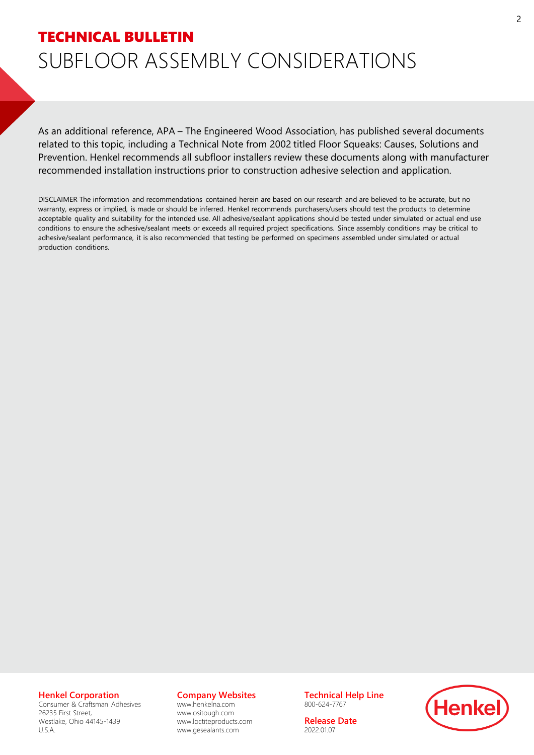# TECHNICAL BULLETIN

# SUBFLOOR ASSEMBLY CONSIDERATIONS

As an additional reference, APA – The Engineered Wood Association, has published several documents related to this topic, including a Technical Note from 2002 titled Floor Squeaks: Causes, Solutions and Prevention. Henkel recommends all subfloor installers review these documents along with manufacturer recommended installation instructions prior to construction adhesive selection and application.

DISCLAIMER The information and recommendations contained herein are based on our research and are believed to be accurate, but no warranty, express or implied, is made or should be inferred. Henkel recommends purchasers/users should test the products to determine acceptable quality and suitability for the intended use. All adhesive/sealant applications should be tested under simulated or actual end use conditions to ensure the adhesive/sealant meets or exceeds all required project specifications. Since assembly conditions may be critical to adhesive/sealant performance, it is also recommended that testing be performed on specimens assembled under simulated or actual production conditions.

**Henkel Corporation**
Consumer & Craftsman Adhesives
26235 First Street,
Westlake, Ohio 44145-1439
U.S.A.

**Company Websites**
www.henkelna.com
www.ositough.com
www.loctiteproducts.com
www.gesealants.com

**Technical Help Line**
800-624-7767

**Release Date**
2022.01.07

Henkel